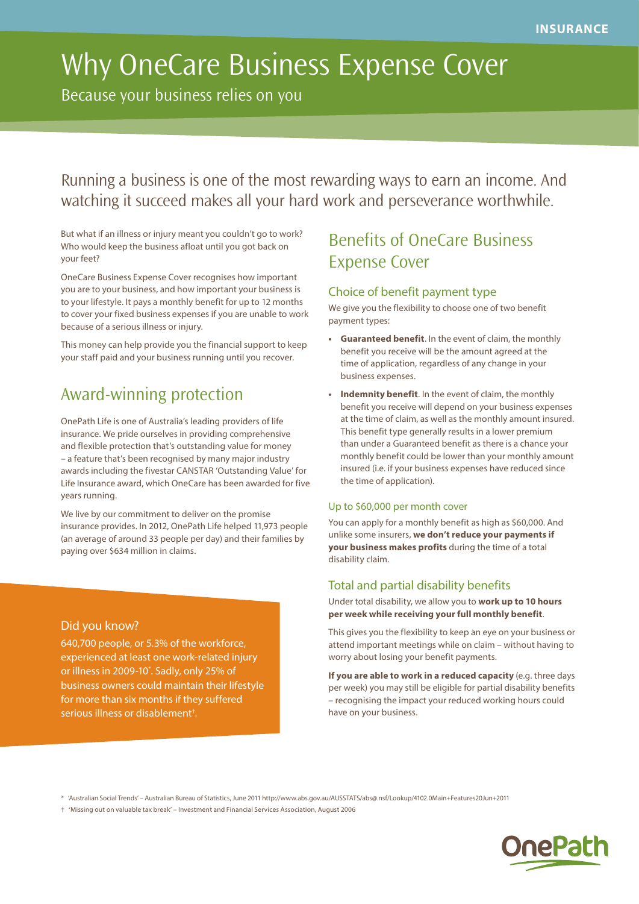INSURANCE

# Why OneCare Business Expense Cover

Because your business relies on you

Running a business is one of the most rewarding ways to earn an income. And watching it succeed makes all your hard work and perseverance worthwhile.

But what if an illness or injury meant you couldn't go to work? Who would keep the business afloat until you got back on your feet?

OneCare Business Expense Cover recognises how important you are to your business, and how important your business is to your lifestyle. It pays a monthly benefit for up to 12 months to cover your fixed business expenses if you are unable to work because of a serious illness or injury.

This money can help provide you the financial support to keep your staff paid and your business running until you recover.

## Award-winning protection

OnePath Life is one of Australia's leading providers of life insurance. We pride ourselves in providing comprehensive and flexible protection that's outstanding value for money – a feature that's been recognised by many major industry awards including the fivestar CANSTAR 'Outstanding Value' for Life Insurance award, which OneCare has been awarded for five years running.

We live by our commitment to deliver on the promise insurance provides. In 2012, OnePath Life helped 11,973 people (an average of around 33 people per day) and their families by paying over $634 million in claims.

### Did you know?

640,700 people, or 5.3% of the workforce, experienced at least one work-related injury or illness in 2009-10*. Sadly, only 25% of business owners could maintain their lifestyle for more than six months if they suffered serious illness or disablement†.

## Benefits of OneCare Business Expense Cover

### Choice of benefit payment type

We give you the flexibility to choose one of two benefit payment types:

- **Guaranteed benefit**. In the event of claim, the monthly benefit you receive will be the amount agreed at the time of application, regardless of any change in your business expenses.
- **Indemnity benefit**. In the event of claim, the monthly benefit you receive will depend on your business expenses at the time of claim, as well as the monthly amount insured. This benefit type generally results in a lower premium than under a Guaranteed benefit as there is a chance your monthly benefit could be lower than your monthly amount insured (i.e. if your business expenses have reduced since the time of application).

### Up to $60,000 per month cover

You can apply for a monthly benefit as high as $60,000. And unlike some insurers, **we don't reduce your payments if your business makes profits** during the time of a total disability claim.

### Total and partial disability benefits

Under total disability, we allow you to **work up to 10 hours per week while receiving your full monthly benefit**.

This gives you the flexibility to keep an eye on your business or attend important meetings while on claim – without having to worry about losing your benefit payments.

**If you are able to work in a reduced capacity** (e.g. three days per week) you may still be eligible for partial disability benefits – recognising the impact your reduced working hours could have on your business.

\* 'Australian Social Trends' – Australian Bureau of Statistics, June 2011 http://www.abs.gov.au/AUSSTATS/abs@.nsf/Lookup/4102.0Main+Features20Jun+2011

† 'Missing out on valuable tax break' – Investment and Financial Services Association, August 2006

OnePath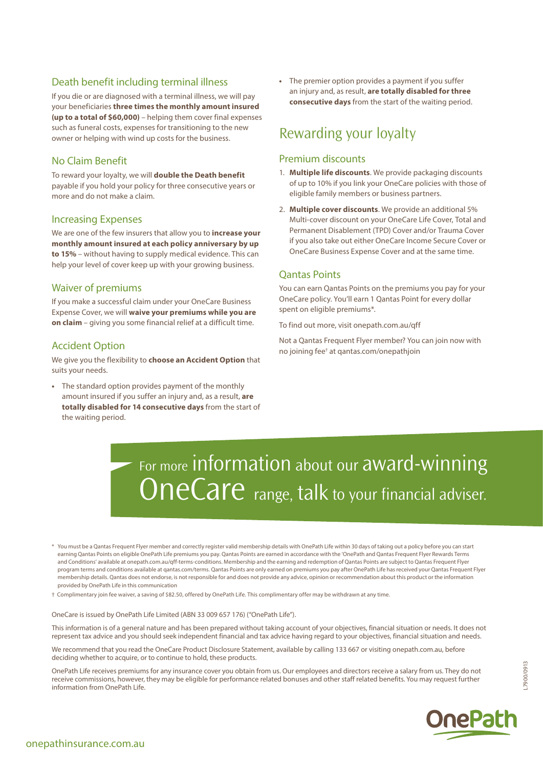## Death benefit including terminal illness

If you die or are diagnosed with a terminal illness, we will pay your beneficiaries **three times the monthly amount insured (up to a total of $60,000)** – helping them cover final expenses such as funeral costs, expenses for transitioning to the new owner or helping with wind up costs for the business.

## No Claim Benefit

To reward your loyalty, we will **double the Death benefit** payable if you hold your policy for three consecutive years or more and do not make a claim.

## Increasing Expenses

We are one of the few insurers that allow you to **increase your monthly amount insured at each policy anniversary by up to 15%** – without having to supply medical evidence. This can help your level of cover keep up with your growing business.

## Waiver of premiums

If you make a successful claim under your OneCare Business Expense Cover, we will **waive your premiums while you are on claim** – giving you some financial relief at a difficult time.

## Accident Option

We give you the flexibility to **choose an Accident Option** that suits your needs.

- The standard option provides payment of the monthly amount insured if you suffer an injury and, as a result, **are totally disabled for 14 consecutive days** from the start of the waiting period.
- The premier option provides a payment if you suffer an injury and, as result, **are totally disabled for three consecutive days** from the start of the waiting period.

# Rewarding your loyalty

## Premium discounts

1. **Multiple life discounts**. We provide packaging discounts of up to 10% if you link your OneCare policies with those of eligible family members or business partners.
2. **Multiple cover discounts**. We provide an additional 5% Multi-cover discount on your OneCare Life Cover, Total and Permanent Disablement (TPD) Cover and/or Trauma Cover if you also take out either OneCare Income Secure Cover or OneCare Business Expense Cover and at the same time.

## Qantas Points

You can earn Qantas Points on the premiums you pay for your OneCare policy. You'll earn 1 Qantas Point for every dollar spent on eligible premiums*.

To find out more, visit onepath.com.au/qff

Not a Qantas Frequent Flyer member? You can join now with no joining fee† at qantas.com/onepathjoin

For more information about our award-winning OneCare range, talk to your financial adviser.

\* You must be a Qantas Frequent Flyer member and correctly register valid membership details with OnePath Life within 30 days of taking out a policy before you can start earning Qantas Points on eligible OnePath Life premiums you pay. Qantas Points are earned in accordance with the 'OnePath and Qantas Frequent Flyer Rewards Terms and Conditions' available at onepath.com.au/qff-terms-conditions. Membership and the earning and redemption of Qantas Points are subject to Qantas Frequent Flyer program terms and conditions available at qantas.com/terms. Qantas Points are only earned on premiums you pay after OnePath Life has received your Qantas Frequent Flyer membership details. Qantas does not endorse, is not responsible for and does not provide any advice, opinion or recommendation about this product or the information provided by OnePath Life in this communication

† Complimentary join fee waiver, a saving of $82.50, offered by OnePath Life. This complimentary offer may be withdrawn at any time.

OneCare is issued by OnePath Life Limited (ABN 33 009 657 176) ("OnePath Life").

This information is of a general nature and has been prepared without taking account of your objectives, financial situation or needs. It does not represent tax advice and you should seek independent financial and tax advice having regard to your objectives, financial situation and needs.

We recommend that you read the OneCare Product Disclosure Statement, available by calling 133 667 or visiting onepath.com.au, before deciding whether to acquire, or to continue to hold, these products.

OnePath Life receives premiums for any insurance cover you obtain from us. Our employees and directors receive a salary from us. They do not receive commissions, however, they may be eligible for performance related bonuses and other staff related benefits. You may request further information from OnePath Life.

L7900/0913

OnePath

onepathinsurance.com.au